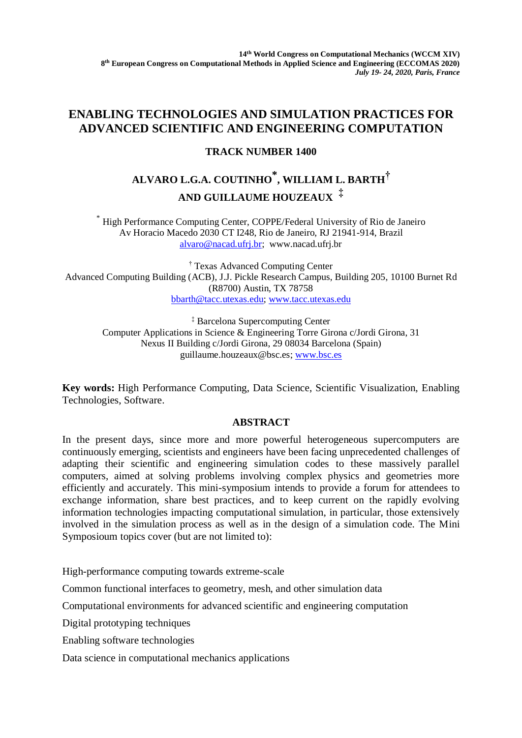14th World Congress on Computational Mechanics (WCCM XIV)
8th European Congress on Computational Methods in Applied Science and Engineering (ECCOMAS 2020)
*July 19- 24, 2020, Paris, France*

# ENABLING TECHNOLOGIES AND SIMULATION PRACTICES FOR ADVANCED SCIENTIFIC AND ENGINEERING COMPUTATION

## TRACK NUMBER 1400

### ALVARO L.G.A. COUTINHO[*], WILLIAM L. BARTH[†] AND GUILLAUME HOUZEAUX [‡]

[*] High Performance Computing Center, COPPE/Federal University of Rio de Janeiro
Av Horacio Macedo 2030 CT I248, Rio de Janeiro, RJ 21941-914, Brazil
alvaro@nacad.ufrj.br; www.nacad.ufrj.br

[†] Texas Advanced Computing Center
Advanced Computing Building (ACB), J.J. Pickle Research Campus, Building 205, 10100 Burnet Rd (R8700) Austin, TX 78758
bbarth@tacc.utexas.edu; www.tacc.utexas.edu

[‡] Barcelona Supercomputing Center
Computer Applications in Science & Engineering Torre Girona c/Jordi Girona, 31
Nexus II Building c/Jordi Girona, 29 08034 Barcelona (Spain)
guillaume.houzeaux@bsc.es; www.bsc.es

**Key words:** High Performance Computing, Data Science, Scientific Visualization, Enabling Technologies, Software.

## ABSTRACT

In the present days, since more and more powerful heterogeneous supercomputers are continuously emerging, scientists and engineers have been facing unprecedented challenges of adapting their scientific and engineering simulation codes to these massively parallel computers, aimed at solving problems involving complex physics and geometries more efficiently and accurately. This mini-symposium intends to provide a forum for attendees to exchange information, share best practices, and to keep current on the rapidly evolving information technologies impacting computational simulation, in particular, those extensively involved in the simulation process as well as in the design of a simulation code. The Mini Symposioum topics cover (but are not limited to):

High-performance computing towards extreme-scale

Common functional interfaces to geometry, mesh, and other simulation data

Computational environments for advanced scientific and engineering computation

Digital prototyping techniques

Enabling software technologies

Data science in computational mechanics applications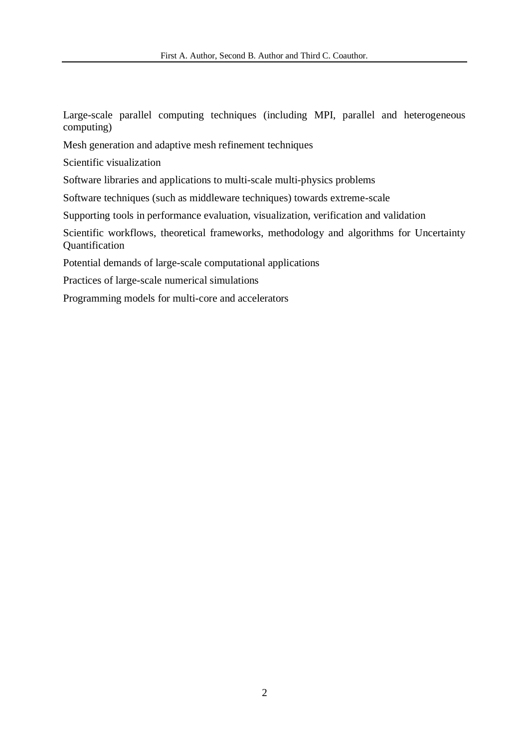Large-scale parallel computing techniques (including MPI, parallel and heterogeneous computing)

Mesh generation and adaptive mesh refinement techniques

Scientific visualization

Software libraries and applications to multi-scale multi-physics problems

Software techniques (such as middleware techniques) towards extreme-scale

Supporting tools in performance evaluation, visualization, verification and validation

Scientific workflows, theoretical frameworks, methodology and algorithms for Uncertainty Quantification

Potential demands of large-scale computational applications

Practices of large-scale numerical simulations

Programming models for multi-core and accelerators